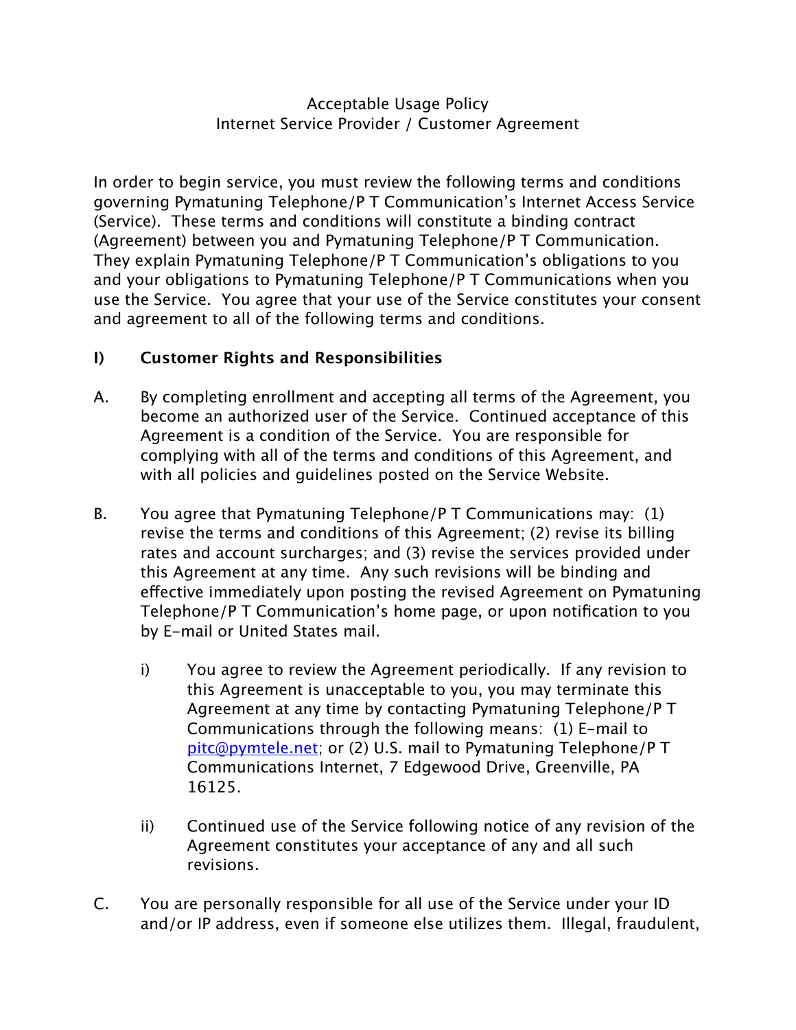# Acceptable Usage Policy
## Internet Service Provider / Customer Agreement

In order to begin service, you must review the following terms and conditions governing Pymatuning Telephone/P T Communication's Internet Access Service (Service). These terms and conditions will constitute a binding contract (Agreement) between you and Pymatuning Telephone/P T Communication. They explain Pymatuning Telephone/P T Communication's obligations to you and your obligations to Pymatuning Telephone/P T Communications when you use the Service. You agree that your use of the Service constitutes your consent and agreement to all of the following terms and conditions.

**I) Customer Rights and Responsibilities**

A. By completing enrollment and accepting all terms of the Agreement, you become an authorized user of the Service. Continued acceptance of this Agreement is a condition of the Service. You are responsible for complying with all of the terms and conditions of this Agreement, and with all policies and guidelines posted on the Service Website.

B. You agree that Pymatuning Telephone/P T Communications may: (1) revise the terms and conditions of this Agreement; (2) revise its billing rates and account surcharges; and (3) revise the services provided under this Agreement at any time. Any such revisions will be binding and effective immediately upon posting the revised Agreement on Pymatuning Telephone/P T Communication's home page, or upon notification to you by E-mail or United States mail.

   i) You agree to review the Agreement periodically. If any revision to this Agreement is unacceptable to you, you may terminate this Agreement at any time by contacting Pymatuning Telephone/P T Communications through the following means: (1) E-mail to pitc@pymtele.net; or (2) U.S. mail to Pymatuning Telephone/P T Communications Internet, 7 Edgewood Drive, Greenville, PA 16125.

   ii) Continued use of the Service following notice of any revision of the Agreement constitutes your acceptance of any and all such revisions.

C. You are personally responsible for all use of the Service under your ID and/or IP address, even if someone else utilizes them. Illegal, fraudulent,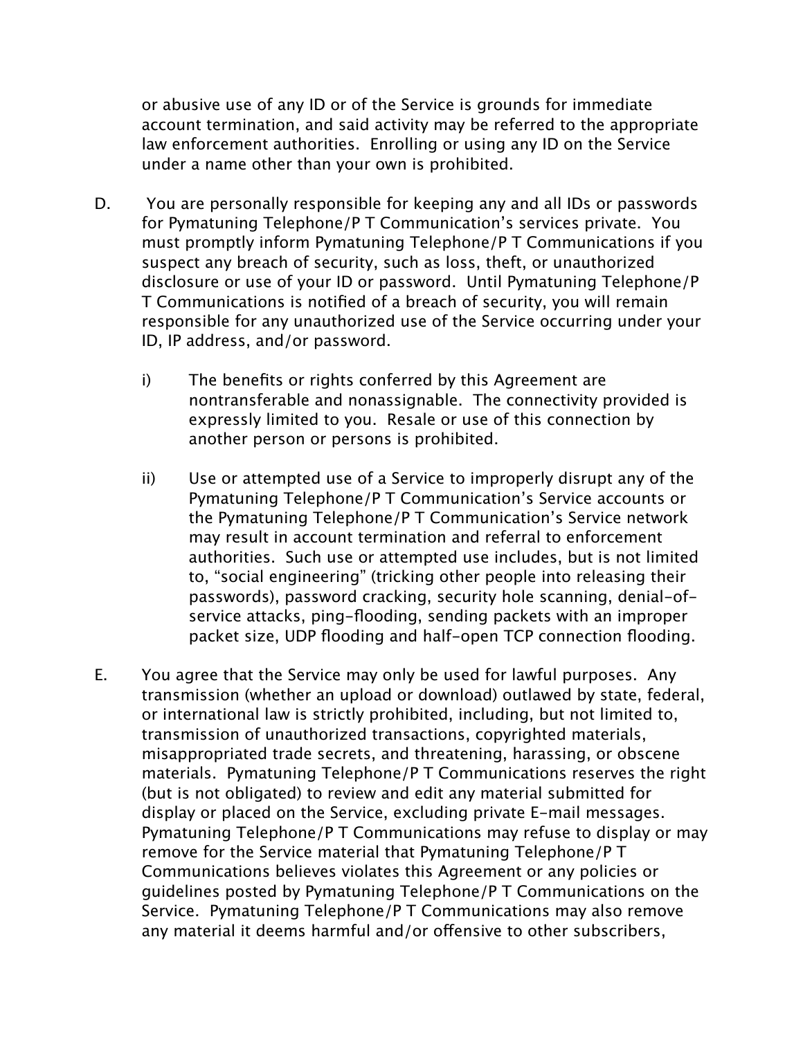or abusive use of any ID or of the Service is grounds for immediate account termination, and said activity may be referred to the appropriate law enforcement authorities. Enrolling or using any ID on the Service under a name other than your own is prohibited.

D. You are personally responsible for keeping any and all IDs or passwords for Pymatuning Telephone/P T Communication's services private. You must promptly inform Pymatuning Telephone/P T Communications if you suspect any breach of security, such as loss, theft, or unauthorized disclosure or use of your ID or password. Until Pymatuning Telephone/P T Communications is notified of a breach of security, you will remain responsible for any unauthorized use of the Service occurring under your ID, IP address, and/or password.

   i) The benefits or rights conferred by this Agreement are nontransferable and nonassignable. The connectivity provided is expressly limited to you. Resale or use of this connection by another person or persons is prohibited.

   ii) Use or attempted use of a Service to improperly disrupt any of the Pymatuning Telephone/P T Communication's Service accounts or the Pymatuning Telephone/P T Communication's Service network may result in account termination and referral to enforcement authorities. Such use or attempted use includes, but is not limited to, "social engineering" (tricking other people into releasing their passwords), password cracking, security hole scanning, denial-of-service attacks, ping-flooding, sending packets with an improper packet size, UDP flooding and half-open TCP connection flooding.

E. You agree that the Service may only be used for lawful purposes. Any transmission (whether an upload or download) outlawed by state, federal, or international law is strictly prohibited, including, but not limited to, transmission of unauthorized transactions, copyrighted materials, misappropriated trade secrets, and threatening, harassing, or obscene materials. Pymatuning Telephone/P T Communications reserves the right (but is not obligated) to review and edit any material submitted for display or placed on the Service, excluding private E-mail messages. Pymatuning Telephone/P T Communications may refuse to display or may remove for the Service material that Pymatuning Telephone/P T Communications believes violates this Agreement or any policies or guidelines posted by Pymatuning Telephone/P T Communications on the Service. Pymatuning Telephone/P T Communications may also remove any material it deems harmful and/or offensive to other subscribers,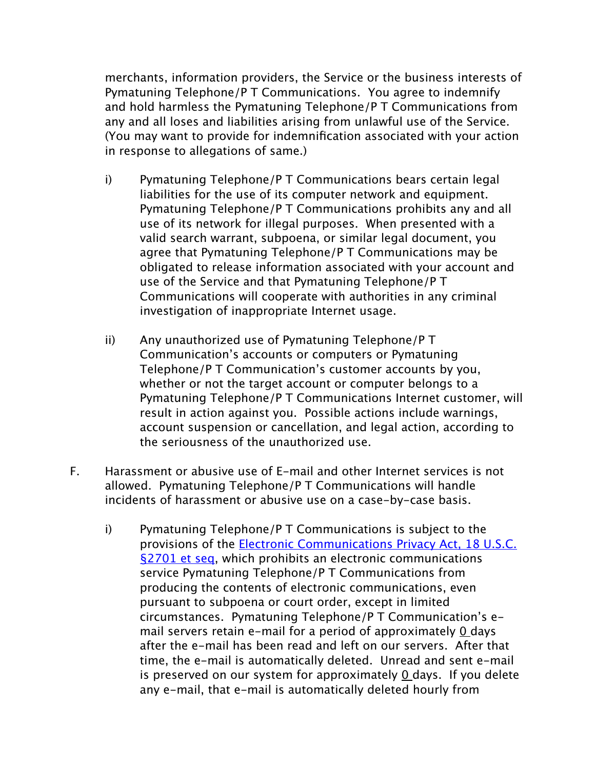merchants, information providers, the Service or the business interests of Pymatuning Telephone/P T Communications. You agree to indemnify and hold harmless the Pymatuning Telephone/P T Communications from any and all loses and liabilities arising from unlawful use of the Service. (You may want to provide for indemnification associated with your action in response to allegations of same.)

i) Pymatuning Telephone/P T Communications bears certain legal liabilities for the use of its computer network and equipment. Pymatuning Telephone/P T Communications prohibits any and all use of its network for illegal purposes. When presented with a valid search warrant, subpoena, or similar legal document, you agree that Pymatuning Telephone/P T Communications may be obligated to release information associated with your account and use of the Service and that Pymatuning Telephone/P T Communications will cooperate with authorities in any criminal investigation of inappropriate Internet usage.

ii) Any unauthorized use of Pymatuning Telephone/P T Communication's accounts or computers or Pymatuning Telephone/P T Communication's customer accounts by you, whether or not the target account or computer belongs to a Pymatuning Telephone/P T Communications Internet customer, will result in action against you. Possible actions include warnings, account suspension or cancellation, and legal action, according to the seriousness of the unauthorized use.

F. Harassment or abusive use of E-mail and other Internet services is not allowed. Pymatuning Telephone/P T Communications will handle incidents of harassment or abusive use on a case-by-case basis.

i) Pymatuning Telephone/P T Communications is subject to the provisions of the [Electronic Communications Privacy Act, 18 U.S.C. §2701 et seq](), which prohibits an electronic communications service Pymatuning Telephone/P T Communications from producing the contents of electronic communications, even pursuant to subpoena or court order, except in limited circumstances. Pymatuning Telephone/P T Communication's e-mail servers retain e-mail for a period of approximately 0 days after the e-mail has been read and left on our servers. After that time, the e-mail is automatically deleted. Unread and sent e-mail is preserved on our system for approximately 0 days. If you delete any e-mail, that e-mail is automatically deleted hourly from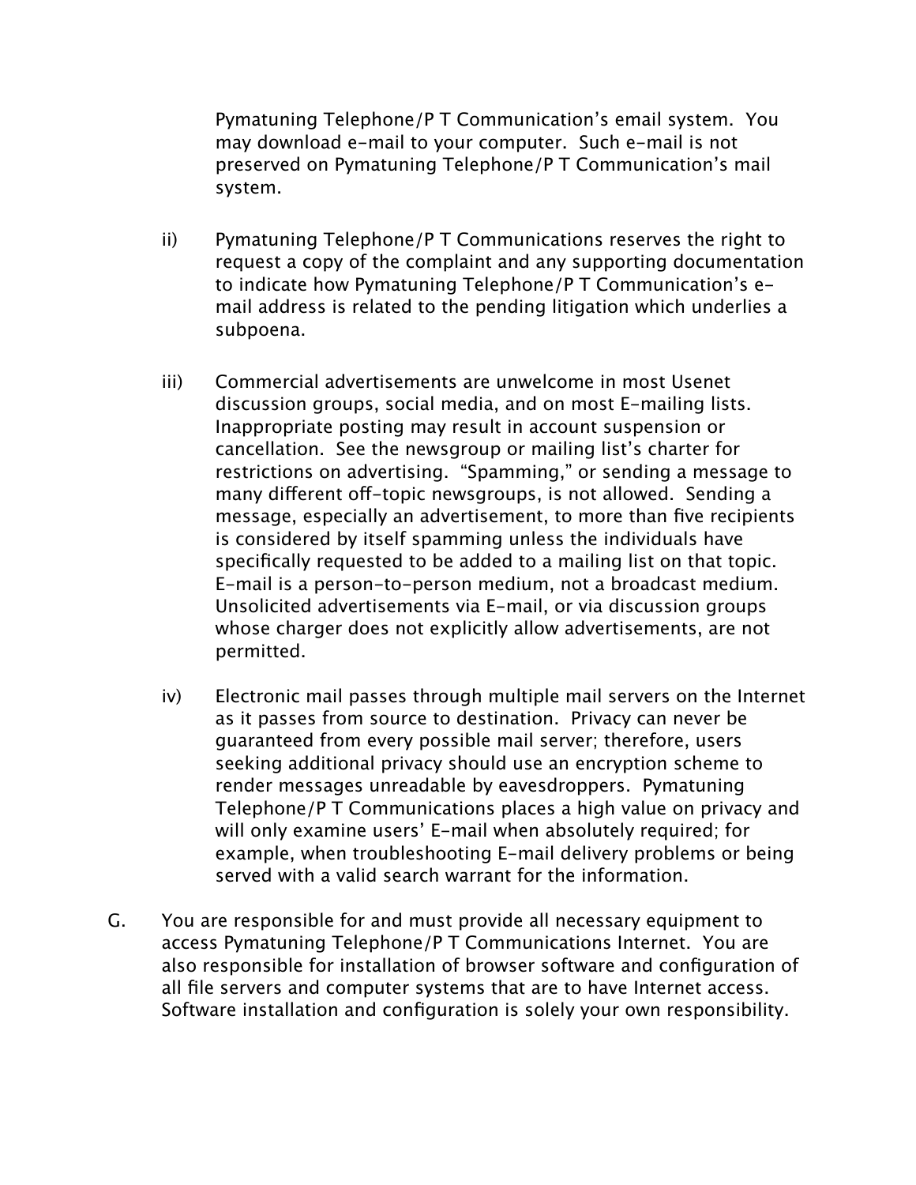Pymatuning Telephone/P T Communication's email system. You may download e-mail to your computer. Such e-mail is not preserved on Pymatuning Telephone/P T Communication's mail system.

ii) Pymatuning Telephone/P T Communications reserves the right to request a copy of the complaint and any supporting documentation to indicate how Pymatuning Telephone/P T Communication's e-mail address is related to the pending litigation which underlies a subpoena.

iii) Commercial advertisements are unwelcome in most Usenet discussion groups, social media, and on most E-mailing lists. Inappropriate posting may result in account suspension or cancellation. See the newsgroup or mailing list's charter for restrictions on advertising. "Spamming," or sending a message to many different off-topic newsgroups, is not allowed. Sending a message, especially an advertisement, to more than five recipients is considered by itself spamming unless the individuals have specifically requested to be added to a mailing list on that topic. E-mail is a person-to-person medium, not a broadcast medium. Unsolicited advertisements via E-mail, or via discussion groups whose charger does not explicitly allow advertisements, are not permitted.

iv) Electronic mail passes through multiple mail servers on the Internet as it passes from source to destination. Privacy can never be guaranteed from every possible mail server; therefore, users seeking additional privacy should use an encryption scheme to render messages unreadable by eavesdroppers. Pymatuning Telephone/P T Communications places a high value on privacy and will only examine users' E-mail when absolutely required; for example, when troubleshooting E-mail delivery problems or being served with a valid search warrant for the information.

G. You are responsible for and must provide all necessary equipment to access Pymatuning Telephone/P T Communications Internet. You are also responsible for installation of browser software and configuration of all file servers and computer systems that are to have Internet access. Software installation and configuration is solely your own responsibility.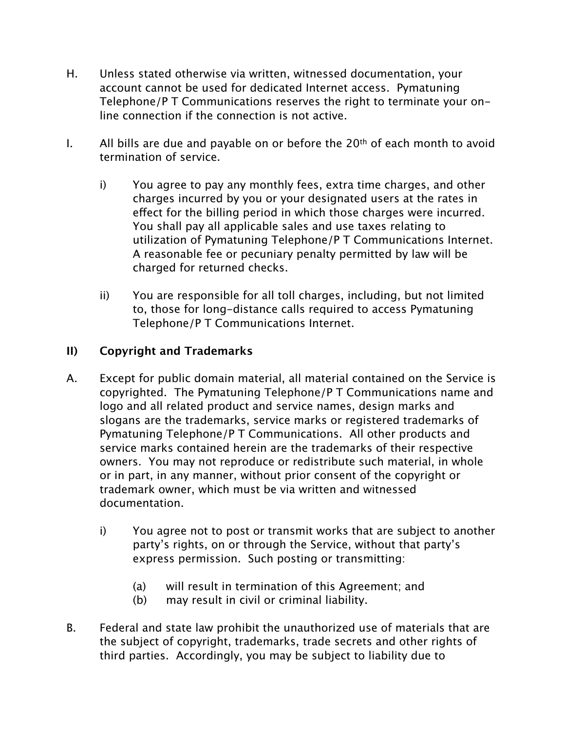H. Unless stated otherwise via written, witnessed documentation, your account cannot be used for dedicated Internet access. Pymatuning Telephone/P T Communications reserves the right to terminate your on-line connection if the connection is not active.

I. All bills are due and payable on or before the 20th of each month to avoid termination of service.

   i) You agree to pay any monthly fees, extra time charges, and other charges incurred by you or your designated users at the rates in effect for the billing period in which those charges were incurred. You shall pay all applicable sales and use taxes relating to utilization of Pymatuning Telephone/P T Communications Internet. A reasonable fee or pecuniary penalty permitted by law will be charged for returned checks.

   ii) You are responsible for all toll charges, including, but not limited to, those for long-distance calls required to access Pymatuning Telephone/P T Communications Internet.

## II) Copyright and Trademarks

A. Except for public domain material, all material contained on the Service is copyrighted. The Pymatuning Telephone/P T Communications name and logo and all related product and service names, design marks and slogans are the trademarks, service marks or registered trademarks of Pymatuning Telephone/P T Communications. All other products and service marks contained herein are the trademarks of their respective owners. You may not reproduce or redistribute such material, in whole or in part, in any manner, without prior consent of the copyright or trademark owner, which must be via written and witnessed documentation.

   i) You agree not to post or transmit works that are subject to another party's rights, on or through the Service, without that party's express permission. Such posting or transmitting:

      (a) will result in termination of this Agreement; and
      (b) may result in civil or criminal liability.

B. Federal and state law prohibit the unauthorized use of materials that are the subject of copyright, trademarks, trade secrets and other rights of third parties. Accordingly, you may be subject to liability due to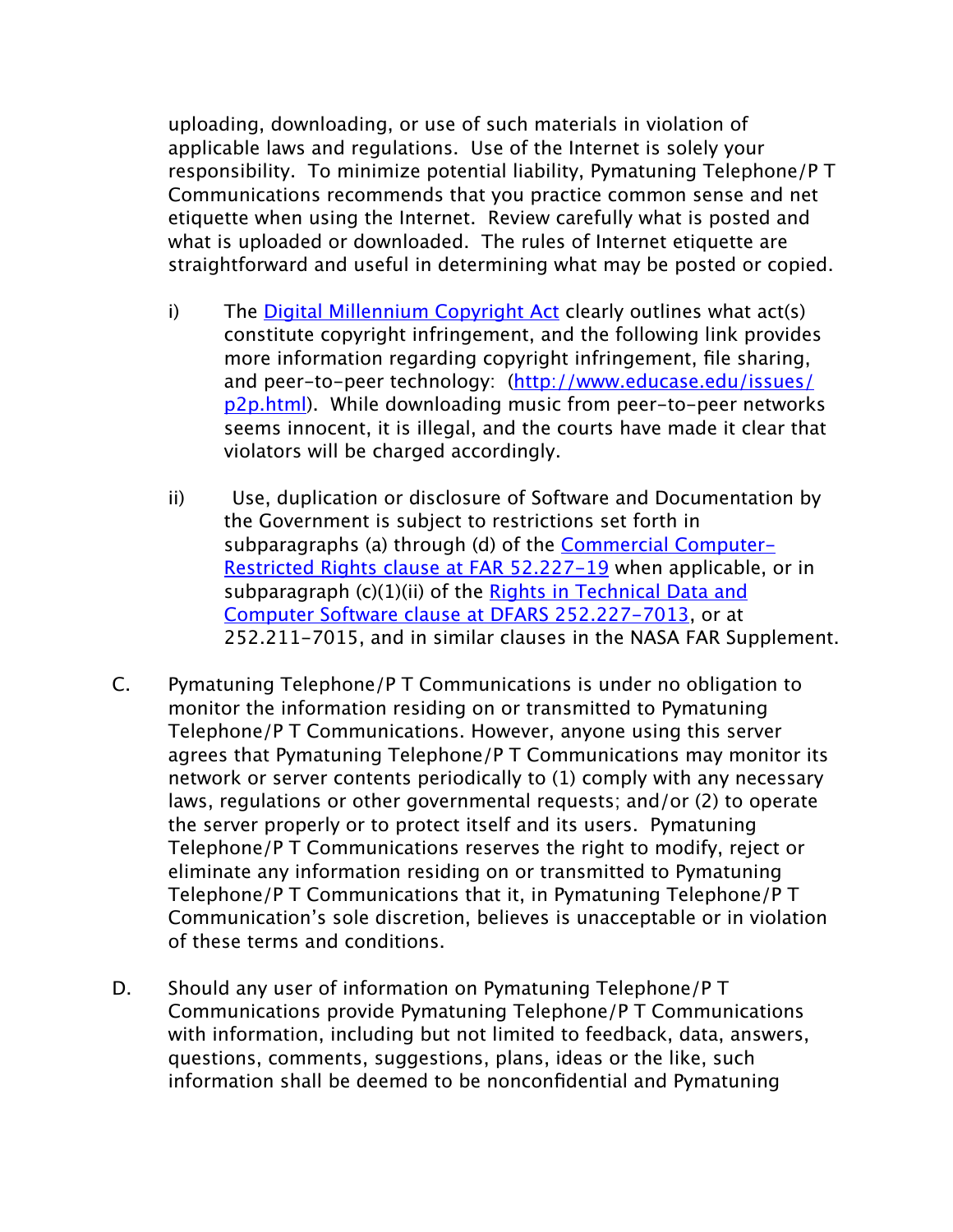uploading, downloading, or use of such materials in violation of applicable laws and regulations. Use of the Internet is solely your responsibility. To minimize potential liability, Pymatuning Telephone/P T Communications recommends that you practice common sense and net etiquette when using the Internet. Review carefully what is posted and what is uploaded or downloaded. The rules of Internet etiquette are straightforward and useful in determining what may be posted or copied.

i) The [Digital Millennium Copyright Act]() clearly outlines what act(s) constitute copyright infringement, and the following link provides more information regarding copyright infringement, file sharing, and peer-to-peer technology: ([http://www.educase.edu/issues/p2p.html](http://www.educase.edu/issues/p2p.html)). While downloading music from peer-to-peer networks seems innocent, it is illegal, and the courts have made it clear that violators will be charged accordingly.

ii) Use, duplication or disclosure of Software and Documentation by the Government is subject to restrictions set forth in subparagraphs (a) through (d) of the [Commercial Computer-Restricted Rights clause at FAR 52.227-19]() when applicable, or in subparagraph (c)(1)(ii) of the [Rights in Technical Data and Computer Software clause at DFARS 252.227-7013](), or at 252.211-7015, and in similar clauses in the NASA FAR Supplement.

C. Pymatuning Telephone/P T Communications is under no obligation to monitor the information residing on or transmitted to Pymatuning Telephone/P T Communications. However, anyone using this server agrees that Pymatuning Telephone/P T Communications may monitor its network or server contents periodically to (1) comply with any necessary laws, regulations or other governmental requests; and/or (2) to operate the server properly or to protect itself and its users. Pymatuning Telephone/P T Communications reserves the right to modify, reject or eliminate any information residing on or transmitted to Pymatuning Telephone/P T Communications that it, in Pymatuning Telephone/P T Communication's sole discretion, believes is unacceptable or in violation of these terms and conditions.

D. Should any user of information on Pymatuning Telephone/P T Communications provide Pymatuning Telephone/P T Communications with information, including but not limited to feedback, data, answers, questions, comments, suggestions, plans, ideas or the like, such information shall be deemed to be nonconfidential and Pymatuning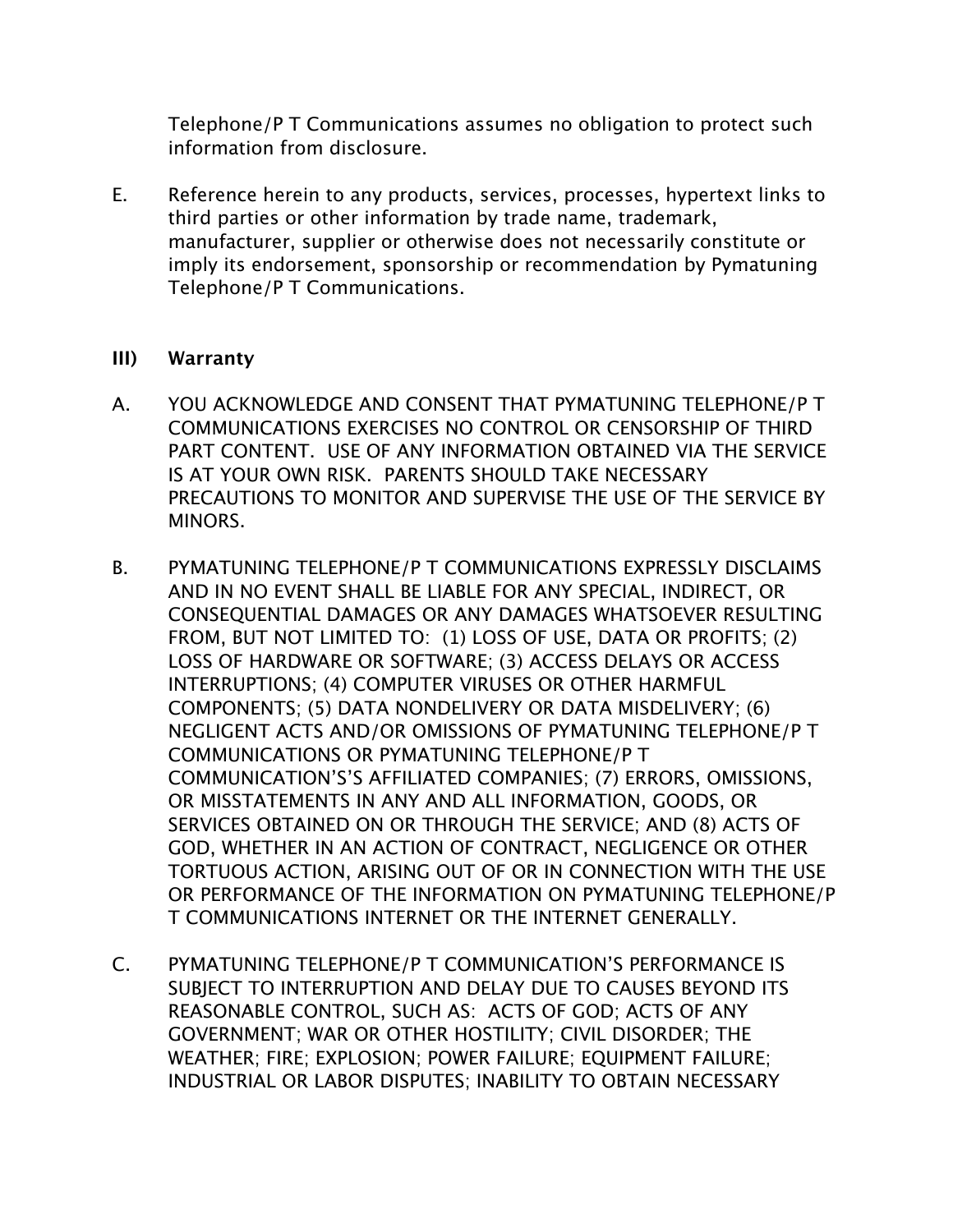Telephone/P T Communications assumes no obligation to protect such information from disclosure.

E. Reference herein to any products, services, processes, hypertext links to third parties or other information by trade name, trademark, manufacturer, supplier or otherwise does not necessarily constitute or imply its endorsement, sponsorship or recommendation by Pymatuning Telephone/P T Communications.

## III) Warranty

A. YOU ACKNOWLEDGE AND CONSENT THAT PYMATUNING TELEPHONE/P T COMMUNICATIONS EXERCISES NO CONTROL OR CENSORSHIP OF THIRD PART CONTENT. USE OF ANY INFORMATION OBTAINED VIA THE SERVICE IS AT YOUR OWN RISK. PARENTS SHOULD TAKE NECESSARY PRECAUTIONS TO MONITOR AND SUPERVISE THE USE OF THE SERVICE BY MINORS.

B. PYMATUNING TELEPHONE/P T COMMUNICATIONS EXPRESSLY DISCLAIMS AND IN NO EVENT SHALL BE LIABLE FOR ANY SPECIAL, INDIRECT, OR CONSEQUENTIAL DAMAGES OR ANY DAMAGES WHATSOEVER RESULTING FROM, BUT NOT LIMITED TO: (1) LOSS OF USE, DATA OR PROFITS; (2) LOSS OF HARDWARE OR SOFTWARE; (3) ACCESS DELAYS OR ACCESS INTERRUPTIONS; (4) COMPUTER VIRUSES OR OTHER HARMFUL COMPONENTS; (5) DATA NONDELIVERY OR DATA MISDELIVERY; (6) NEGLIGENT ACTS AND/OR OMISSIONS OF PYMATUNING TELEPHONE/P T COMMUNICATIONS OR PYMATUNING TELEPHONE/P T COMMUNICATION'S'S AFFILIATED COMPANIES; (7) ERRORS, OMISSIONS, OR MISSTATEMENTS IN ANY AND ALL INFORMATION, GOODS, OR SERVICES OBTAINED ON OR THROUGH THE SERVICE; AND (8) ACTS OF GOD, WHETHER IN AN ACTION OF CONTRACT, NEGLIGENCE OR OTHER TORTUOUS ACTION, ARISING OUT OF OR IN CONNECTION WITH THE USE OR PERFORMANCE OF THE INFORMATION ON PYMATUNING TELEPHONE/P T COMMUNICATIONS INTERNET OR THE INTERNET GENERALLY.

C. PYMATUNING TELEPHONE/P T COMMUNICATION'S PERFORMANCE IS SUBJECT TO INTERRUPTION AND DELAY DUE TO CAUSES BEYOND ITS REASONABLE CONTROL, SUCH AS: ACTS OF GOD; ACTS OF ANY GOVERNMENT; WAR OR OTHER HOSTILITY; CIVIL DISORDER; THE WEATHER; FIRE; EXPLOSION; POWER FAILURE; EQUIPMENT FAILURE; INDUSTRIAL OR LABOR DISPUTES; INABILITY TO OBTAIN NECESSARY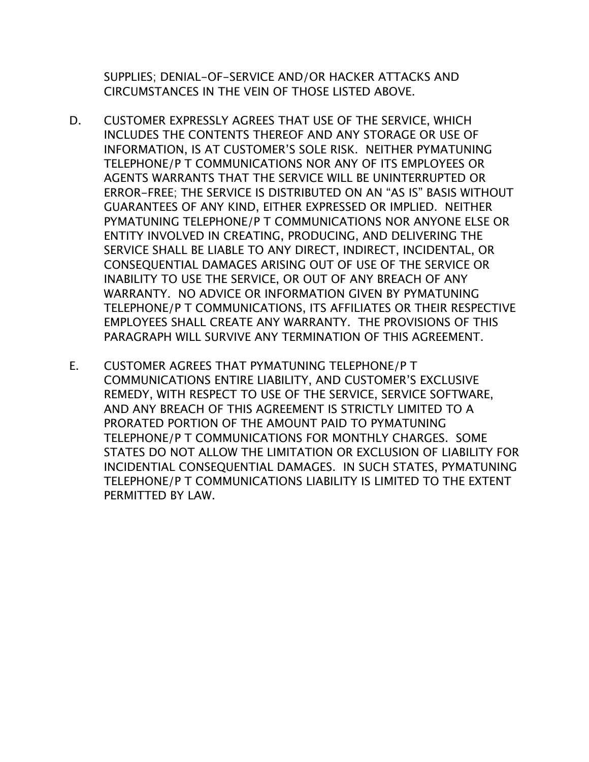SUPPLIES; DENIAL-OF-SERVICE AND/OR HACKER ATTACKS AND CIRCUMSTANCES IN THE VEIN OF THOSE LISTED ABOVE.

D. CUSTOMER EXPRESSLY AGREES THAT USE OF THE SERVICE, WHICH INCLUDES THE CONTENTS THEREOF AND ANY STORAGE OR USE OF INFORMATION, IS AT CUSTOMER'S SOLE RISK. NEITHER PYMATUNING TELEPHONE/P T COMMUNICATIONS NOR ANY OF ITS EMPLOYEES OR AGENTS WARRANTS THAT THE SERVICE WILL BE UNINTERRUPTED OR ERROR-FREE; THE SERVICE IS DISTRIBUTED ON AN "AS IS" BASIS WITHOUT GUARANTEES OF ANY KIND, EITHER EXPRESSED OR IMPLIED. NEITHER PYMATUNING TELEPHONE/P T COMMUNICATIONS NOR ANYONE ELSE OR ENTITY INVOLVED IN CREATING, PRODUCING, AND DELIVERING THE SERVICE SHALL BE LIABLE TO ANY DIRECT, INDIRECT, INCIDENTAL, OR CONSEQUENTIAL DAMAGES ARISING OUT OF USE OF THE SERVICE OR INABILITY TO USE THE SERVICE, OR OUT OF ANY BREACH OF ANY WARRANTY. NO ADVICE OR INFORMATION GIVEN BY PYMATUNING TELEPHONE/P T COMMUNICATIONS, ITS AFFILIATES OR THEIR RESPECTIVE EMPLOYEES SHALL CREATE ANY WARRANTY. THE PROVISIONS OF THIS PARAGRAPH WILL SURVIVE ANY TERMINATION OF THIS AGREEMENT.

E. CUSTOMER AGREES THAT PYMATUNING TELEPHONE/P T COMMUNICATIONS ENTIRE LIABILITY, AND CUSTOMER'S EXCLUSIVE REMEDY, WITH RESPECT TO USE OF THE SERVICE, SERVICE SOFTWARE, AND ANY BREACH OF THIS AGREEMENT IS STRICTLY LIMITED TO A PRORATED PORTION OF THE AMOUNT PAID TO PYMATUNING TELEPHONE/P T COMMUNICATIONS FOR MONTHLY CHARGES. SOME STATES DO NOT ALLOW THE LIMITATION OR EXCLUSION OF LIABILITY FOR INCIDENTIAL CONSEQUENTIAL DAMAGES. IN SUCH STATES, PYMATUNING TELEPHONE/P T COMMUNICATIONS LIABILITY IS LIMITED TO THE EXTENT PERMITTED BY LAW.